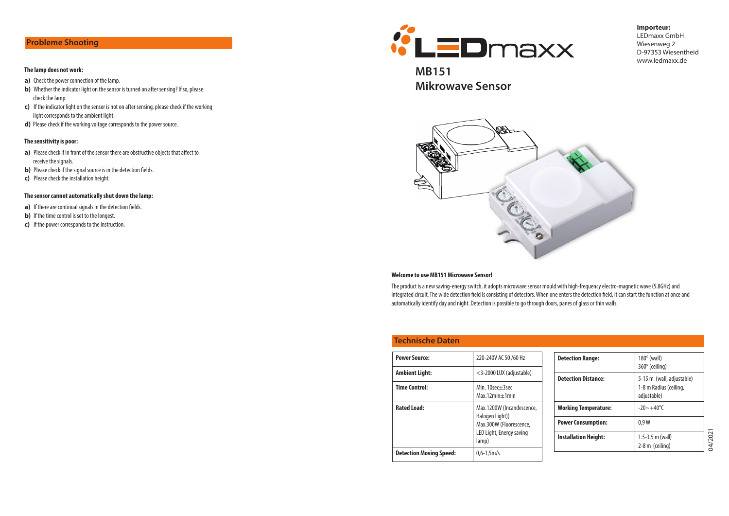## Probleme Shooting

**The lamp does not work:**

**a)** Check the power connection of the lamp.
**b)** Whether the indicator light on the sensor is turned on after sensing? If so, please check the lamp.
**c)** If the indicator light on the sensor is not on after sensing, please check if the working light corresponds to the ambient light.
**d)** Please check if the working voltage corresponds to the power source.

**The sensitivity is poor:**

**a)** Please check if in front of the sensor there are obstructive objects that affect to receive the signals.
**b)** Please check if the signal source is in the detection fields.
**c)** Please check the installation height.

**The sensor cannot automatically shut down the lamp:**

**a)** If there are continual signals in the detection fields.
**b)** If the time control is set to the longest.
**c)** If the power corresponds to the instruction.

LEDmaxx

**Importeur:**
LEDmaxx GmbH
Wiesenweg 2
D-97353 Wiesentheid
www.ledmaxx.de

# MB151 Mikrowave Sensor

**Welcome to use MB151 Microwave Sensor!**

The product is a new saving-energy switch, it adopts microwave sensor mould with high-frequency electro-magnetic wave (5.8GHz) and integrated circuit. The wide detection field is consisting of detectors. When one enters the detection field, it can start the function at once and automatically identify day and night. Detection is possible to go through doors, panes of glass or thin walls.

## Technische Daten

| | |
|---|---|
| **Power Source:** | 220-240V AC 50 /60 Hz |
| **Ambient Light:** | <3-2000 LUX (adjustable) |
| **Time Control:** | Min. 10sec±3sec<br>Max.12min±1min |
| **Rated Load:** | Max.1200W (Incandescence, Halogen Light))<br>Max.300W (Fluorescence, LED Light, Energy saving lamp) |
| **Detection Moving Speed:** | 0,6-1,5m/s |

| | |
|---|---|
| **Detection Range:** | 180° (wall)<br>360° (ceiling) |
| **Detection Distance:** | 5-15 m (wall, adjustable)<br>1-8 m Radius (ceiling, adjustable) |
| **Working Temperature:** | -20~+40°C |
| **Power Consumption:** | 0,9 W |
| **Installation Height:** | 1.5-3.5 m (wall)<br>2-8 m (ceiling) |

04/2021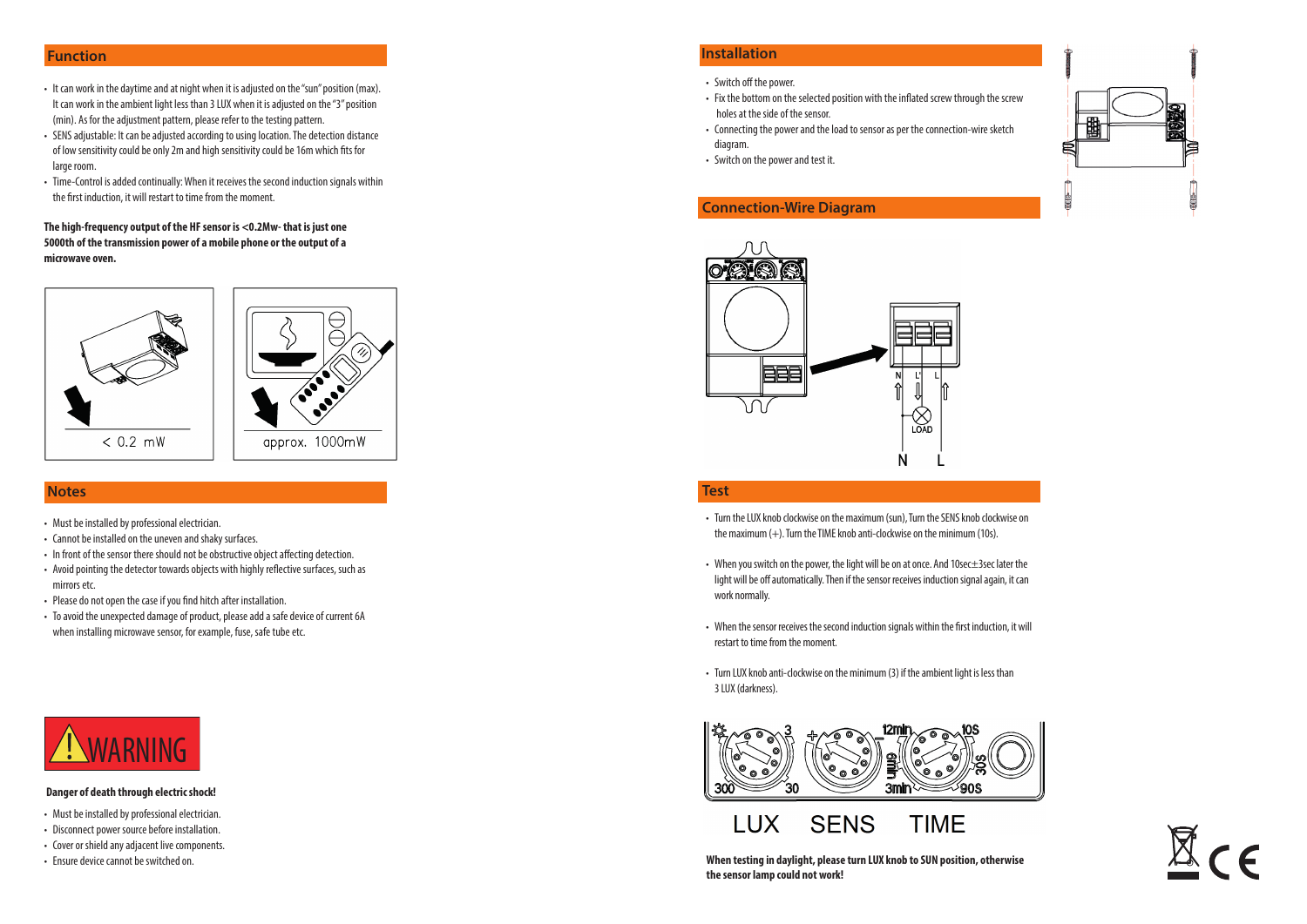## Function

- It can work in the daytime and at night when it is adjusted on the "sun" position (max). It can work in the ambient light less than 3 LUX when it is adjusted on the "3" position (min). As for the adjustment pattern, please refer to the testing pattern.
- SENS adjustable: It can be adjusted according to using location. The detection distance of low sensitivity could be only 2m and high sensitivity could be 16m which fits for large room.
- Time-Control is added continually: When it receives the second induction signals within the first induction, it will restart to time from the moment.

**The high-frequency output of the HF sensor is <0.2Mw- that is just one 5000th of the transmission power of a mobile phone or the output of a microwave oven.**

< 0.2 mW

approx. 1000mW

## Notes

- Must be installed by professional electrician.
- Cannot be installed on the uneven and shaky surfaces.
- In front of the sensor there should not be obstructive object affecting detection.
- Avoid pointing the detector towards objects with highly reflective surfaces, such as mirrors etc.
- Please do not open the case if you find hitch after installation.
- To avoid the unexpected damage of product, please add a safe device of current 6A when installing microwave sensor, for example, fuse, safe tube etc.

**WARNING**

**Danger of death through electric shock!**

- Must be installed by professional electrician.
- Disconnect power source before installation.
- Cover or shield any adjacent live components.
- Ensure device cannot be switched on.

## Installation

- Switch off the power.
- Fix the bottom on the selected position with the inflated screw through the screw holes at the side of the sensor.
- Connecting the power and the load to sensor as per the connection-wire sketch diagram.
- Switch on the power and test it.

## Connection-Wire Diagram

N L' L

LOAD

N L

## Test

- Turn the LUX knob clockwise on the maximum (sun), Turn the SENS knob clockwise on the maximum (+). Turn the TIME knob anti-clockwise on the minimum (10s).
- When you switch on the power, the light will be on at once. And 10sec±3sec later the light will be off automatically. Then if the sensor receives induction signal again, it can work normally.
- When the sensor receives the second induction signals within the first induction, it will restart to time from the moment.
- Turn LUX knob anti-clockwise on the minimum (3) if the ambient light is less than 3 LUX (darkness).

3 300 30 + − 12min 6min 3min 10S 30S 90S

LUX SENS TIME

**When testing in daylight, please turn LUX knob to SUN position, otherwise the sensor lamp could not work!**

CE